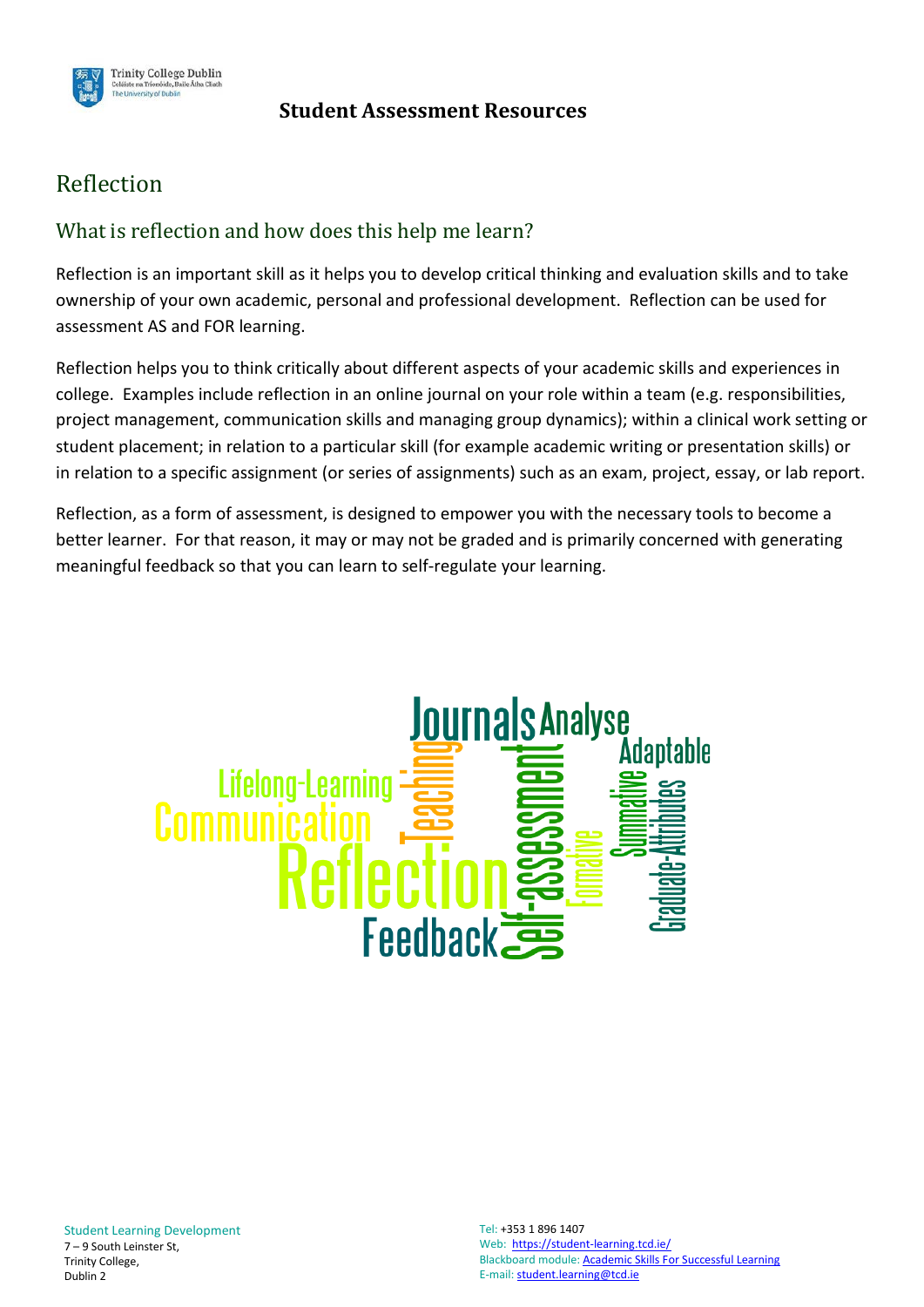# Reflection

## What is reflection and how does this help me learn?

Reflection is an important skill as it helps you to develop critical thinking and evaluation skills and to take ownership of your own academic, personal and professional development. Reflection can be used for assessment AS and FOR learning.

Reflection helps you to think critically about different aspects of your academic skills and experiences in college. Examples include reflection in an online journal on your role within a team (e.g. responsibilities, project management, communication skills and managing group dynamics); within a clinical work setting or student placement; in relation to a particular skill (for example academic writing or presentation skills) or in relation to a specific assignment (or series of assignments) such as an exam, project, essay, or lab report.

Reflection, as a form of assessment, is designed to empower you with the necessary tools to become a better learner. For that reason, it may or may not be graded and is primarily concerned with generating meaningful feedback so that you can learn to self-regulate your learning.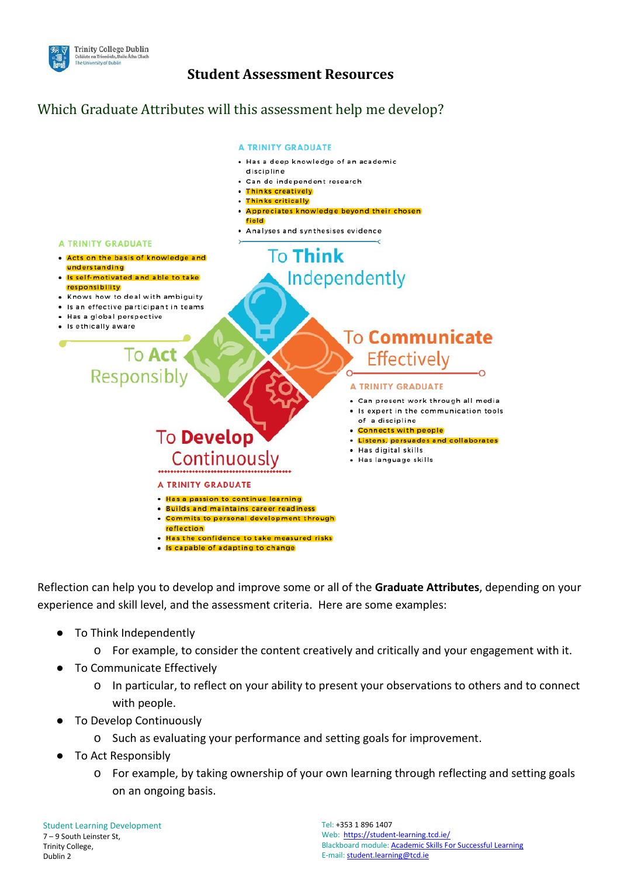# Student Assessment Resources

## Which Graduate Attributes will this assessment help me develop?

**To Think Independently**

A TRINITY GRADUATE

- Has a deep knowledge of an academic discipline
- Can do independent research
- Thinks creatively
- Thinks critically
- Appreciates knowledge beyond their chosen field
- Analyses and synthesises evidence

**To Act Responsibly**

A TRINITY GRADUATE

- Acts on the basis of knowledge and understanding
- Is self-motivated and able to take responsibility
- Knows how to deal with ambiguity
- Is an effective participant in teams
- Has a global perspective
- Is ethically aware

**To Communicate Effectively**

A TRINITY GRADUATE

- Can present work through all media
- Is expert in the communication tools of a discipline
- Connects with people
- Listens, persuades and collaborates
- Has digital skills
- Has language skills

**To Develop Continuously**

A TRINITY GRADUATE

- Has a passion to continue learning
- Builds and maintains career readiness
- Commits to personal development through reflection
- Has the confidence to take measured risks
- Is capable of adapting to change

Reflection can help you to develop and improve some or all of the **Graduate Attributes**, depending on your experience and skill level, and the assessment criteria. Here are some examples:

- To Think Independently
  - For example, to consider the content creatively and critically and your engagement with it.
- To Communicate Effectively
  - In particular, to reflect on your ability to present your observations to others and to connect with people.
- To Develop Continuously
  - Such as evaluating your performance and setting goals for improvement.
- To Act Responsibly
  - For example, by taking ownership of your own learning through reflecting and setting goals on an ongoing basis.

Student Learning Development
7 – 9 South Leinster St,
Trinity College,
Dublin 2

Tel: +353 1 896 1407
Web: https://student-learning.tcd.ie/
Blackboard module: Academic Skills For Successful Learning
E-mail: student.learning@tcd.ie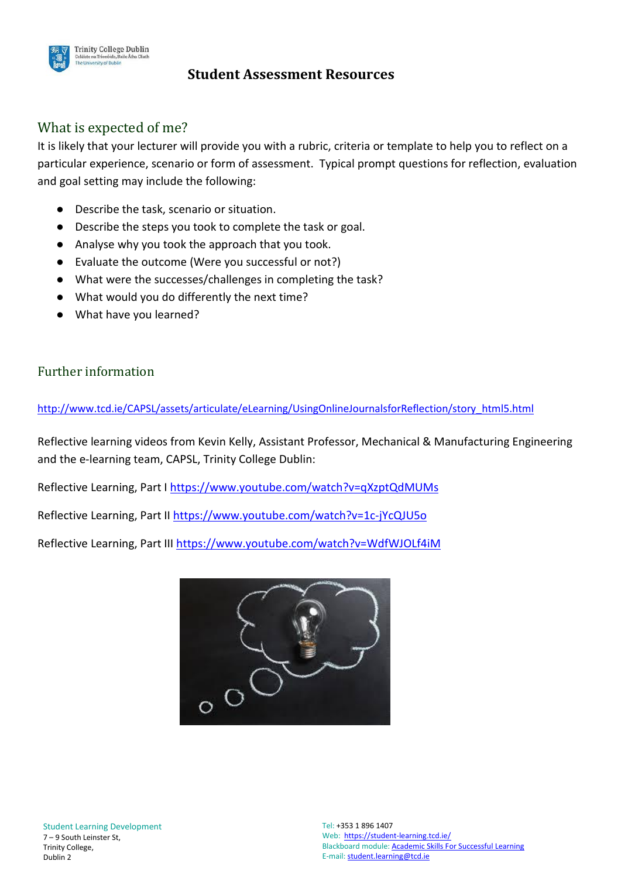# Student Assessment Resources

## What is expected of me?

It is likely that your lecturer will provide you with a rubric, criteria or template to help you to reflect on a particular experience, scenario or form of assessment. Typical prompt questions for reflection, evaluation and goal setting may include the following:

- Describe the task, scenario or situation.
- Describe the steps you took to complete the task or goal.
- Analyse why you took the approach that you took.
- Evaluate the outcome (Were you successful or not?)
- What were the successes/challenges in completing the task?
- What would you do differently the next time?
- What have you learned?

## Further information

http://www.tcd.ie/CAPSL/assets/articulate/eLearning/UsingOnlineJournalsforReflection/story_html5.html

Reflective learning videos from Kevin Kelly, Assistant Professor, Mechanical & Manufacturing Engineering and the e-learning team, CAPSL, Trinity College Dublin:

Reflective Learning, Part I https://www.youtube.com/watch?v=qXzptQdMUMs

Reflective Learning, Part II https://www.youtube.com/watch?v=1c-jYcQJU5o

Reflective Learning, Part III https://www.youtube.com/watch?v=WdfWJOLf4iM

Student Learning Development
7 – 9 South Leinster St,
Trinity College,
Dublin 2

Tel: +353 1 896 1407
Web: https://student-learning.tcd.ie/
Blackboard module: Academic Skills For Successful Learning
E-mail: student.learning@tcd.ie